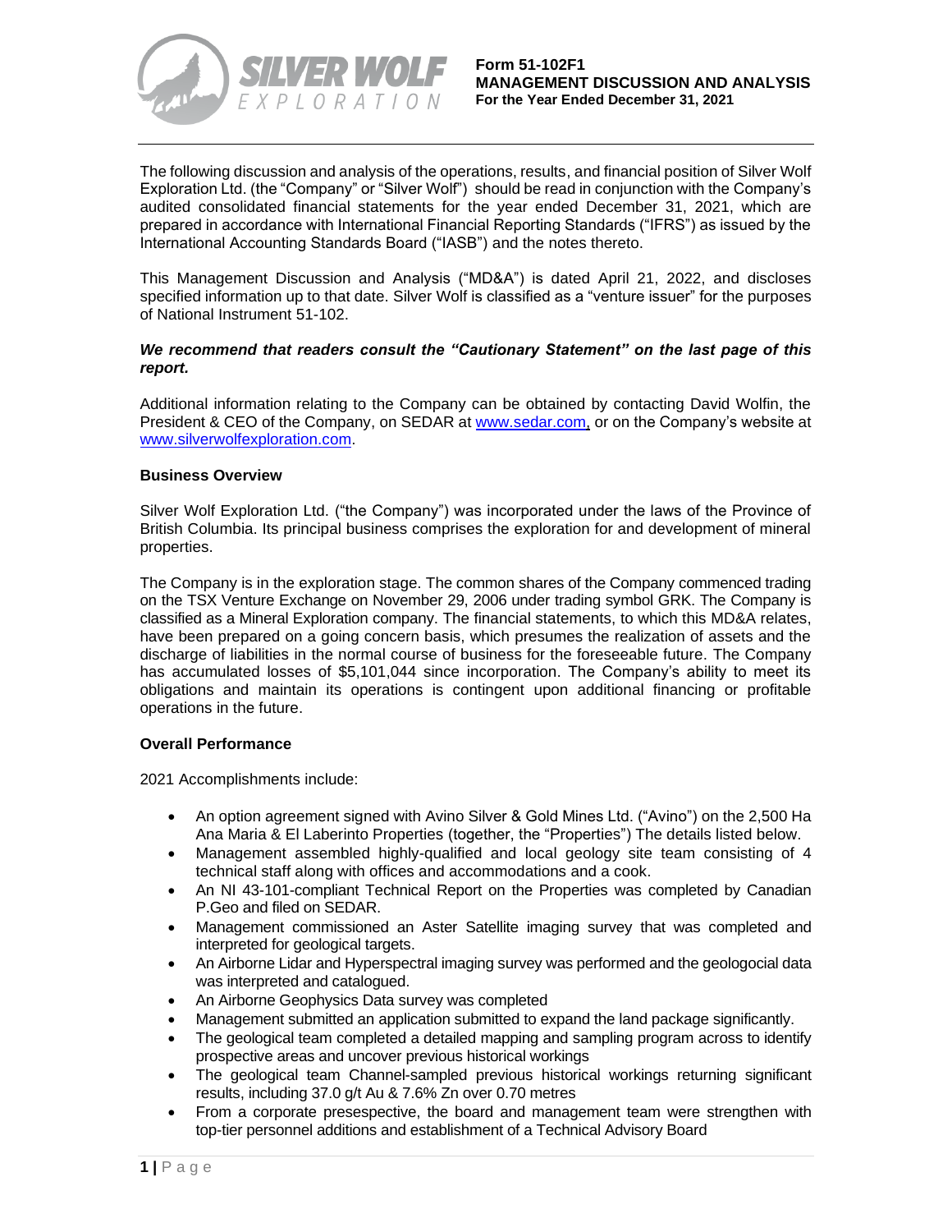**Form 51-102F1**
**MANAGEMENT DISCUSSION AND ANALYSIS**
**For the Year Ended December 31, 2021**

The following discussion and analysis of the operations, results, and financial position of Silver Wolf Exploration Ltd. (the "Company" or "Silver Wolf") should be read in conjunction with the Company's audited consolidated financial statements for the year ended December 31, 2021, which are prepared in accordance with International Financial Reporting Standards ("IFRS") as issued by the International Accounting Standards Board ("IASB") and the notes thereto.

This Management Discussion and Analysis ("MD&A") is dated April 21, 2022, and discloses specified information up to that date. Silver Wolf is classified as a "venture issuer" for the purposes of National Instrument 51-102.

***We recommend that readers consult the "Cautionary Statement" on the last page of this report.***

Additional information relating to the Company can be obtained by contacting David Wolfin, the President & CEO of the Company, on SEDAR at www.sedar.com, or on the Company's website at www.silverwolfexploration.com.

**Business Overview**

Silver Wolf Exploration Ltd. ("the Company") was incorporated under the laws of the Province of British Columbia. Its principal business comprises the exploration for and development of mineral properties.

The Company is in the exploration stage. The common shares of the Company commenced trading on the TSX Venture Exchange on November 29, 2006 under trading symbol GRK. The Company is classified as a Mineral Exploration company. The financial statements, to which this MD&A relates, have been prepared on a going concern basis, which presumes the realization of assets and the discharge of liabilities in the normal course of business for the foreseeable future. The Company has accumulated losses of $5,101,044 since incorporation. The Company's ability to meet its obligations and maintain its operations is contingent upon additional financing or profitable operations in the future.

**Overall Performance**

2021 Accomplishments include:

- An option agreement signed with Avino Silver & Gold Mines Ltd. ("Avino") on the 2,500 Ha Ana Maria & El Laberinto Properties (together, the "Properties") The details listed below.
- Management assembled highly-qualified and local geology site team consisting of 4 technical staff along with offices and accommodations and a cook.
- An NI 43-101-compliant Technical Report on the Properties was completed by Canadian P.Geo and filed on SEDAR.
- Management commissioned an Aster Satellite imaging survey that was completed and interpreted for geological targets.
- An Airborne Lidar and Hyperspectral imaging survey was performed and the geologocial data was interpreted and catalogued.
- An Airborne Geophysics Data survey was completed
- Management submitted an application submitted to expand the land package significantly.
- The geological team completed a detailed mapping and sampling program across to identify prospective areas and uncover previous historical workings
- The geological team Channel-sampled previous historical workings returning significant results, including 37.0 g/t Au & 7.6% Zn over 0.70 metres
- From a corporate presespective, the board and management team were strengthen with top-tier personnel additions and establishment of a Technical Advisory Board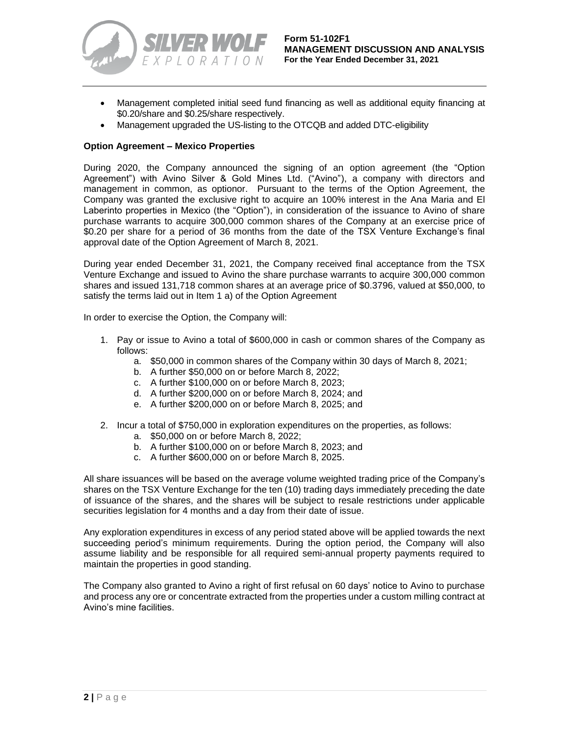- Management completed initial seed fund financing as well as additional equity financing at $0.20/share and $0.25/share respectively.
- Management upgraded the US-listing to the OTCQB and added DTC-eligibility

**Option Agreement – Mexico Properties**

During 2020, the Company announced the signing of an option agreement (the "Option Agreement") with Avino Silver & Gold Mines Ltd. ("Avino"), a company with directors and management in common, as optionor. Pursuant to the terms of the Option Agreement, the Company was granted the exclusive right to acquire an 100% interest in the Ana Maria and El Laberinto properties in Mexico (the "Option"), in consideration of the issuance to Avino of share purchase warrants to acquire 300,000 common shares of the Company at an exercise price of $0.20 per share for a period of 36 months from the date of the TSX Venture Exchange's final approval date of the Option Agreement of March 8, 2021.

During year ended December 31, 2021, the Company received final acceptance from the TSX Venture Exchange and issued to Avino the share purchase warrants to acquire 300,000 common shares and issued 131,718 common shares at an average price of $0.3796, valued at $50,000, to satisfy the terms laid out in Item 1 a) of the Option Agreement

In order to exercise the Option, the Company will:

1. Pay or issue to Avino a total of $600,000 in cash or common shares of the Company as follows:
   a. $50,000 in common shares of the Company within 30 days of March 8, 2021;
   b. A further $50,000 on or before March 8, 2022;
   c. A further $100,000 on or before March 8, 2023;
   d. A further $200,000 on or before March 8, 2024; and
   e. A further $200,000 on or before March 8, 2025; and

2. Incur a total of $750,000 in exploration expenditures on the properties, as follows:
   a. $50,000 on or before March 8, 2022;
   b. A further $100,000 on or before March 8, 2023; and
   c. A further $600,000 on or before March 8, 2025.

All share issuances will be based on the average volume weighted trading price of the Company's shares on the TSX Venture Exchange for the ten (10) trading days immediately preceding the date of issuance of the shares, and the shares will be subject to resale restrictions under applicable securities legislation for 4 months and a day from their date of issue.

Any exploration expenditures in excess of any period stated above will be applied towards the next succeeding period's minimum requirements. During the option period, the Company will also assume liability and be responsible for all required semi-annual property payments required to maintain the properties in good standing.

The Company also granted to Avino a right of first refusal on 60 days' notice to Avino to purchase and process any ore or concentrate extracted from the properties under a custom milling contract at Avino's mine facilities.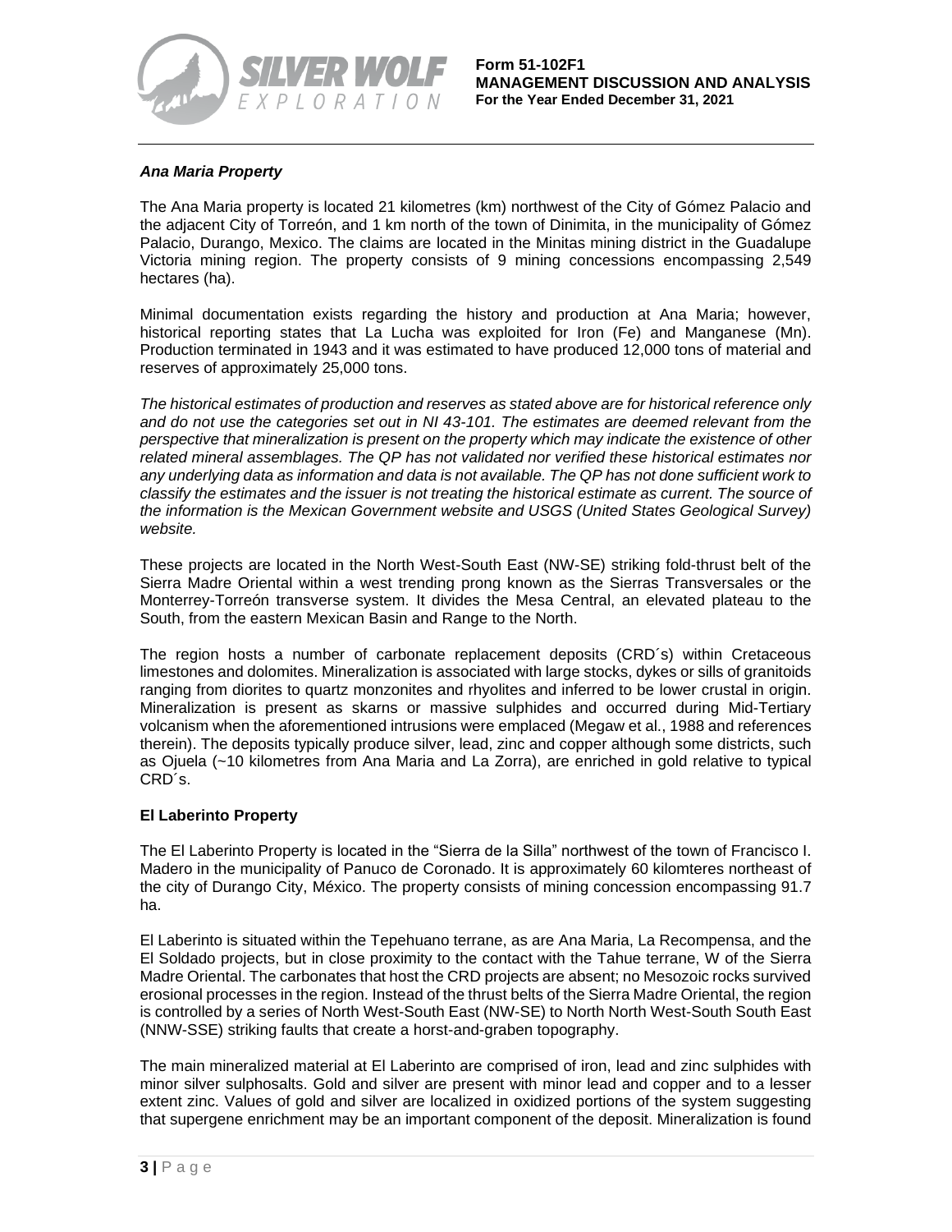### ***Ana Maria Property***

The Ana Maria property is located 21 kilometres (km) northwest of the City of Gómez Palacio and the adjacent City of Torreón, and 1 km north of the town of Dinimita, in the municipality of Gómez Palacio, Durango, Mexico. The claims are located in the Minitas mining district in the Guadalupe Victoria mining region. The property consists of 9 mining concessions encompassing 2,549 hectares (ha).

Minimal documentation exists regarding the history and production at Ana Maria; however, historical reporting states that La Lucha was exploited for Iron (Fe) and Manganese (Mn). Production terminated in 1943 and it was estimated to have produced 12,000 tons of material and reserves of approximately 25,000 tons.

*The historical estimates of production and reserves as stated above are for historical reference only and do not use the categories set out in NI 43-101. The estimates are deemed relevant from the perspective that mineralization is present on the property which may indicate the existence of other related mineral assemblages. The QP has not validated nor verified these historical estimates nor any underlying data as information and data is not available. The QP has not done sufficient work to classify the estimates and the issuer is not treating the historical estimate as current. The source of the information is the Mexican Government website and USGS (United States Geological Survey) website.*

These projects are located in the North West-South East (NW-SE) striking fold-thrust belt of the Sierra Madre Oriental within a west trending prong known as the Sierras Transversales or the Monterrey-Torreón transverse system. It divides the Mesa Central, an elevated plateau to the South, from the eastern Mexican Basin and Range to the North.

The region hosts a number of carbonate replacement deposits (CRD´s) within Cretaceous limestones and dolomites. Mineralization is associated with large stocks, dykes or sills of granitoids ranging from diorites to quartz monzonites and rhyolites and inferred to be lower crustal in origin. Mineralization is present as skarns or massive sulphides and occurred during Mid-Tertiary volcanism when the aforementioned intrusions were emplaced (Megaw et al., 1988 and references therein). The deposits typically produce silver, lead, zinc and copper although some districts, such as Ojuela (~10 kilometres from Ana Maria and La Zorra), are enriched in gold relative to typical CRD´s.

### **El Laberinto Property**

The El Laberinto Property is located in the "Sierra de la Silla" northwest of the town of Francisco I. Madero in the municipality of Panuco de Coronado. It is approximately 60 kilomteres northeast of the city of Durango City, México. The property consists of mining concession encompassing 91.7 ha.

El Laberinto is situated within the Tepehuano terrane, as are Ana Maria, La Recompensa, and the El Soldado projects, but in close proximity to the contact with the Tahue terrane, W of the Sierra Madre Oriental. The carbonates that host the CRD projects are absent; no Mesozoic rocks survived erosional processes in the region. Instead of the thrust belts of the Sierra Madre Oriental, the region is controlled by a series of North West-South East (NW-SE) to North North West-South South East (NNW-SSE) striking faults that create a horst-and-graben topography.

The main mineralized material at El Laberinto are comprised of iron, lead and zinc sulphides with minor silver sulphosalts. Gold and silver are present with minor lead and copper and to a lesser extent zinc. Values of gold and silver are localized in oxidized portions of the system suggesting that supergene enrichment may be an important component of the deposit. Mineralization is found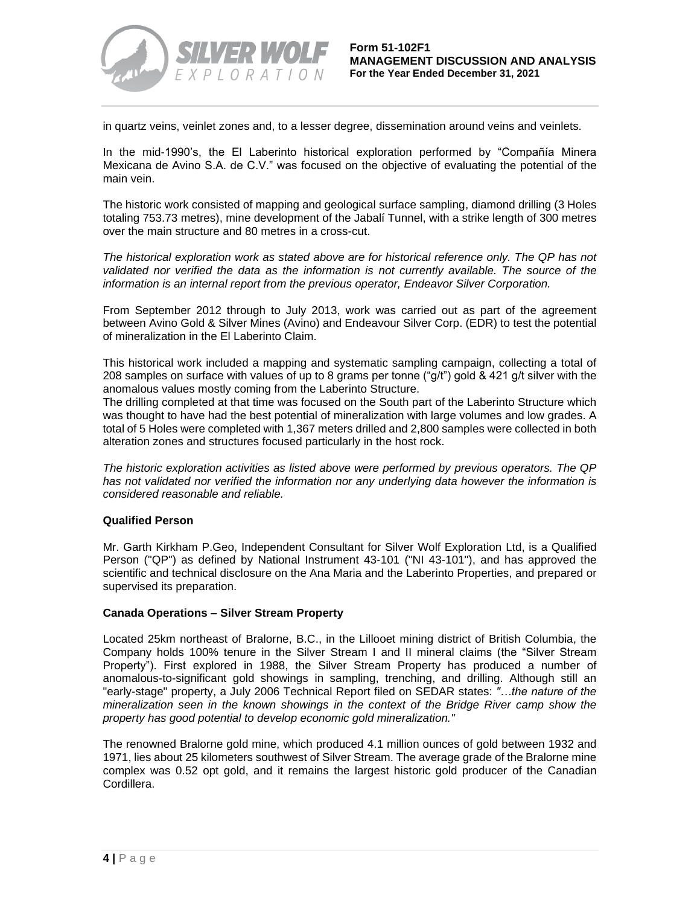in quartz veins, veinlet zones and, to a lesser degree, dissemination around veins and veinlets.

In the mid-1990's, the El Laberinto historical exploration performed by "Compañía Minera Mexicana de Avino S.A. de C.V." was focused on the objective of evaluating the potential of the main vein.

The historic work consisted of mapping and geological surface sampling, diamond drilling (3 Holes totaling 753.73 metres), mine development of the Jabalí Tunnel, with a strike length of 300 metres over the main structure and 80 metres in a cross-cut.

*The historical exploration work as stated above are for historical reference only. The QP has not validated nor verified the data as the information is not currently available. The source of the information is an internal report from the previous operator, Endeavor Silver Corporation.*

From September 2012 through to July 2013, work was carried out as part of the agreement between Avino Gold & Silver Mines (Avino) and Endeavour Silver Corp. (EDR) to test the potential of mineralization in the El Laberinto Claim.

This historical work included a mapping and systematic sampling campaign, collecting a total of 208 samples on surface with values of up to 8 grams per tonne ("g/t") gold & 421 g/t silver with the anomalous values mostly coming from the Laberinto Structure.
The drilling completed at that time was focused on the South part of the Laberinto Structure which was thought to have had the best potential of mineralization with large volumes and low grades. A total of 5 Holes were completed with 1,367 meters drilled and 2,800 samples were collected in both alteration zones and structures focused particularly in the host rock.

*The historic exploration activities as listed above were performed by previous operators. The QP has not validated nor verified the information nor any underlying data however the information is considered reasonable and reliable.*

**Qualified Person**

Mr. Garth Kirkham P.Geo, Independent Consultant for Silver Wolf Exploration Ltd, is a Qualified Person ("QP") as defined by National Instrument 43-101 ("NI 43-101"), and has approved the scientific and technical disclosure on the Ana Maria and the Laberinto Properties, and prepared or supervised its preparation.

**Canada Operations – Silver Stream Property**

Located 25km northeast of Bralorne, B.C., in the Lillooet mining district of British Columbia, the Company holds 100% tenure in the Silver Stream I and II mineral claims (the "Silver Stream Property"). First explored in 1988, the Silver Stream Property has produced a number of anomalous-to-significant gold showings in sampling, trenching, and drilling. Although still an "early-stage" property, a July 2006 Technical Report filed on SEDAR states: *"…the nature of the mineralization seen in the known showings in the context of the Bridge River camp show the property has good potential to develop economic gold mineralization."*

The renowned Bralorne gold mine, which produced 4.1 million ounces of gold between 1932 and 1971, lies about 25 kilometers southwest of Silver Stream. The average grade of the Bralorne mine complex was 0.52 opt gold, and it remains the largest historic gold producer of the Canadian Cordillera.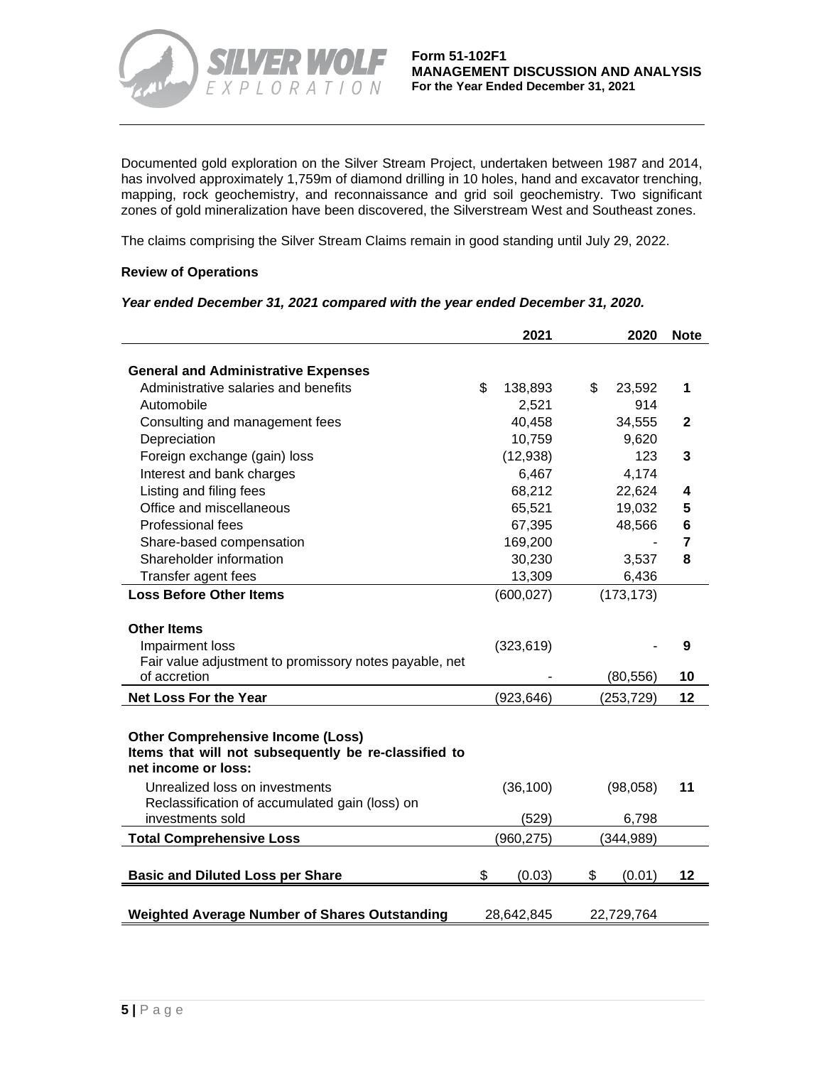Documented gold exploration on the Silver Stream Project, undertaken between 1987 and 2014, has involved approximately 1,759m of diamond drilling in 10 holes, hand and excavator trenching, mapping, rock geochemistry, and reconnaissance and grid soil geochemistry. Two significant zones of gold mineralization have been discovered, the Silverstream West and Southeast zones.

The claims comprising the Silver Stream Claims remain in good standing until July 29, 2022.

**Review of Operations**

***Year ended December 31, 2021 compared with the year ended December 31, 2020.***

| | 2021 | 2020 | Note |
|---|---|---|---|
| **General and Administrative Expenses** | | | |
| Administrative salaries and benefits | $ 138,893 | $ 23,592 | 1 |
| Automobile | 2,521 | 914 | |
| Consulting and management fees | 40,458 | 34,555 | 2 |
| Depreciation | 10,759 | 9,620 | |
| Foreign exchange (gain) loss | (12,938) | 123 | 3 |
| Interest and bank charges | 6,467 | 4,174 | |
| Listing and filing fees | 68,212 | 22,624 | 4 |
| Office and miscellaneous | 65,521 | 19,032 | 5 |
| Professional fees | 67,395 | 48,566 | 6 |
| Share-based compensation | 169,200 | - | 7 |
| Shareholder information | 30,230 | 3,537 | 8 |
| Transfer agent fees | 13,309 | 6,436 | |
| **Loss Before Other Items** | (600,027) | (173,173) | |
| **Other Items** | | | |
| Impairment loss | (323,619) | - | 9 |
| Fair value adjustment to promissory notes payable, net of accretion | - | (80,556) | 10 |
| **Net Loss For the Year** | (923,646) | (253,729) | 12 |
| **Other Comprehensive Income (Loss)** | | | |
| **Items that will not subsequently be re-classified to net income or loss:** | | | |
| Unrealized loss on investments | (36,100) | (98,058) | 11 |
| Reclassification of accumulated gain (loss) on investments sold | (529) | 6,798 | |
| **Total Comprehensive Loss** | (960,275) | (344,989) | |
| **Basic and Diluted Loss per Share** | $ (0.03) | $ (0.01) | 12 |
| **Weighted Average Number of Shares Outstanding** | 28,642,845 | 22,729,764 | |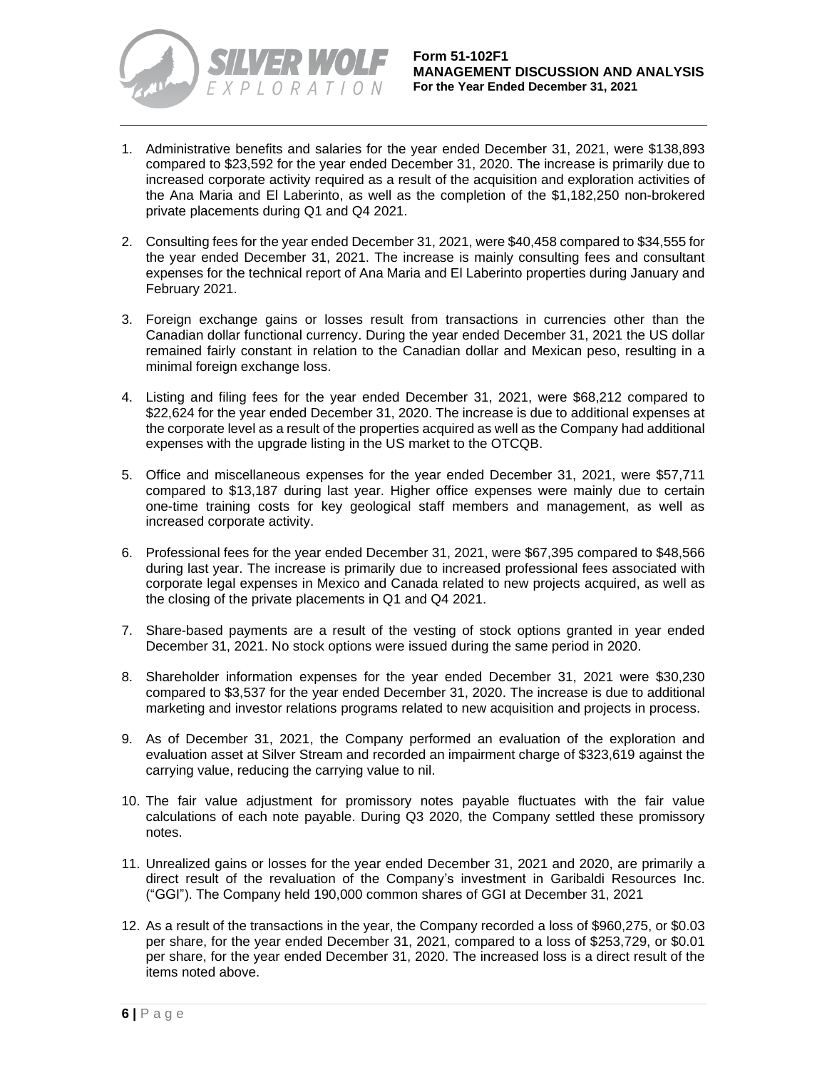1. Administrative benefits and salaries for the year ended December 31, 2021, were $138,893 compared to $23,592 for the year ended December 31, 2020. The increase is primarily due to increased corporate activity required as a result of the acquisition and exploration activities of the Ana Maria and El Laberinto, as well as the completion of the $1,182,250 non-brokered private placements during Q1 and Q4 2021.

2. Consulting fees for the year ended December 31, 2021, were $40,458 compared to $34,555 for the year ended December 31, 2021. The increase is mainly consulting fees and consultant expenses for the technical report of Ana Maria and El Laberinto properties during January and February 2021.

3. Foreign exchange gains or losses result from transactions in currencies other than the Canadian dollar functional currency. During the year ended December 31, 2021 the US dollar remained fairly constant in relation to the Canadian dollar and Mexican peso, resulting in a minimal foreign exchange loss.

4. Listing and filing fees for the year ended December 31, 2021, were $68,212 compared to $22,624 for the year ended December 31, 2020. The increase is due to additional expenses at the corporate level as a result of the properties acquired as well as the Company had additional expenses with the upgrade listing in the US market to the OTCQB.

5. Office and miscellaneous expenses for the year ended December 31, 2021, were $57,711 compared to $13,187 during last year. Higher office expenses were mainly due to certain one-time training costs for key geological staff members and management, as well as increased corporate activity.

6. Professional fees for the year ended December 31, 2021, were $67,395 compared to $48,566 during last year. The increase is primarily due to increased professional fees associated with corporate legal expenses in Mexico and Canada related to new projects acquired, as well as the closing of the private placements in Q1 and Q4 2021.

7. Share-based payments are a result of the vesting of stock options granted in year ended December 31, 2021. No stock options were issued during the same period in 2020.

8. Shareholder information expenses for the year ended December 31, 2021 were $30,230 compared to $3,537 for the year ended December 31, 2020. The increase is due to additional marketing and investor relations programs related to new acquisition and projects in process.

9. As of December 31, 2021, the Company performed an evaluation of the exploration and evaluation asset at Silver Stream and recorded an impairment charge of $323,619 against the carrying value, reducing the carrying value to nil.

10. The fair value adjustment for promissory notes payable fluctuates with the fair value calculations of each note payable. During Q3 2020, the Company settled these promissory notes.

11. Unrealized gains or losses for the year ended December 31, 2021 and 2020, are primarily a direct result of the revaluation of the Company's investment in Garibaldi Resources Inc. ("GGI"). The Company held 190,000 common shares of GGI at December 31, 2021

12. As a result of the transactions in the year, the Company recorded a loss of $960,275, or $0.03 per share, for the year ended December 31, 2021, compared to a loss of $253,729, or $0.01 per share, for the year ended December 31, 2020. The increased loss is a direct result of the items noted above.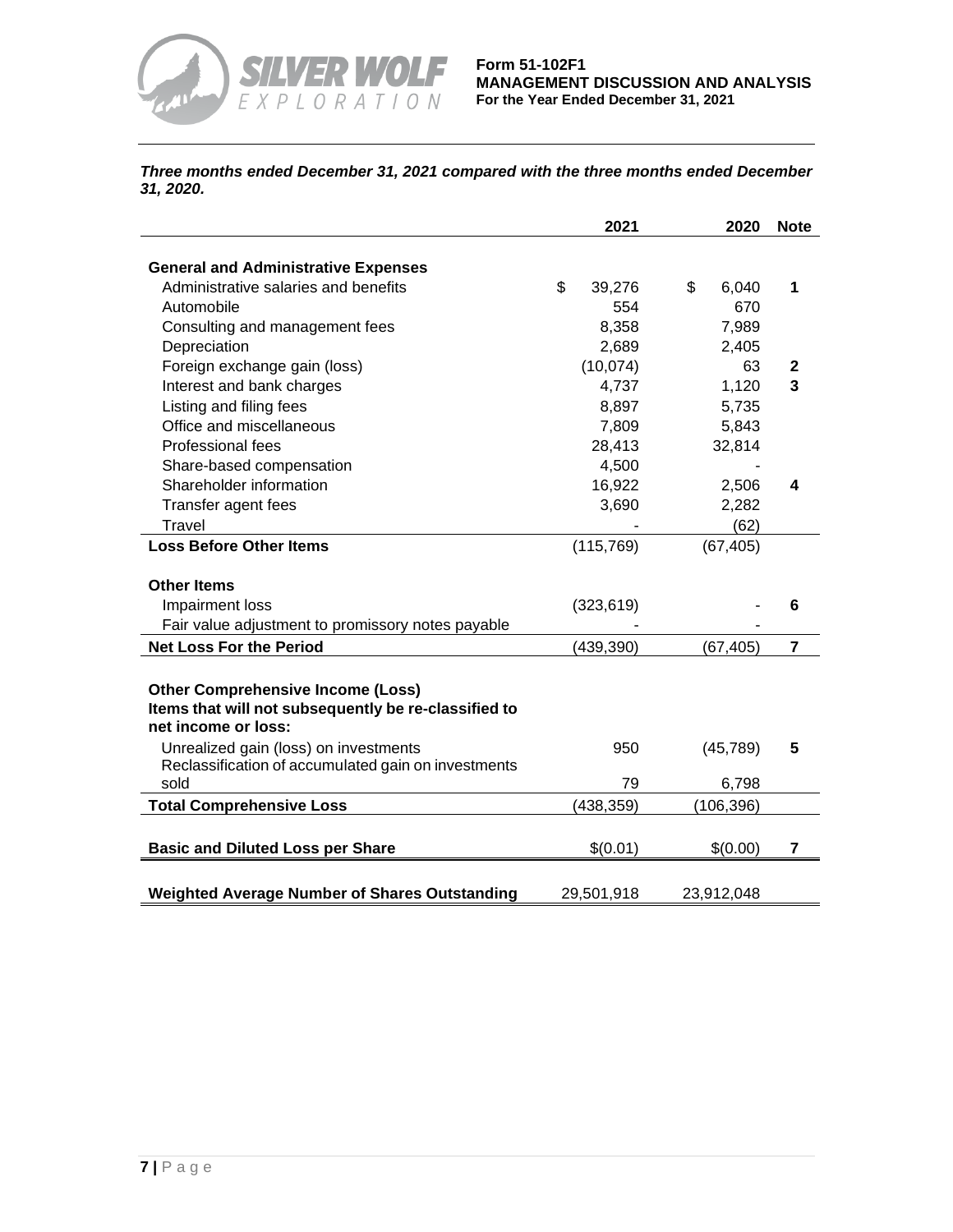***Three months ended December 31, 2021 compared with the three months ended December 31, 2020.***

| | 2021 | 2020 | Note |
|---|---|---|---|
| **General and Administrative Expenses** | | | |
| Administrative salaries and benefits | $ 39,276 | $ 6,040 | **1** |
| Automobile | 554 | 670 | |
| Consulting and management fees | 8,358 | 7,989 | |
| Depreciation | 2,689 | 2,405 | |
| Foreign exchange gain (loss) | (10,074) | 63 | **2** |
| Interest and bank charges | 4,737 | 1,120 | **3** |
| Listing and filing fees | 8,897 | 5,735 | |
| Office and miscellaneous | 7,809 | 5,843 | |
| Professional fees | 28,413 | 32,814 | |
| Share-based compensation | 4,500 | - | |
| Shareholder information | 16,922 | 2,506 | **4** |
| Transfer agent fees | 3,690 | 2,282 | |
| Travel | - | (62) | |
| **Loss Before Other Items** | (115,769) | (67,405) | |
| **Other Items** | | | |
| Impairment loss | (323,619) | - | **6** |
| Fair value adjustment to promissory notes payable | - | - | |
| **Net Loss For the Period** | (439,390) | (67,405) | **7** |
| **Other Comprehensive Income (Loss)** | | | |
| **Items that will not subsequently be re-classified to net income or loss:** | | | |
| Unrealized gain (loss) on investments | 950 | (45,789) | **5** |
| Reclassification of accumulated gain on investments sold | 79 | 6,798 | |
| **Total Comprehensive Loss** | (438,359) | (106,396) | |
| **Basic and Diluted Loss per Share** | $(0.01) | $(0.00) | **7** |
| **Weighted Average Number of Shares Outstanding** | 29,501,918 | 23,912,048 | |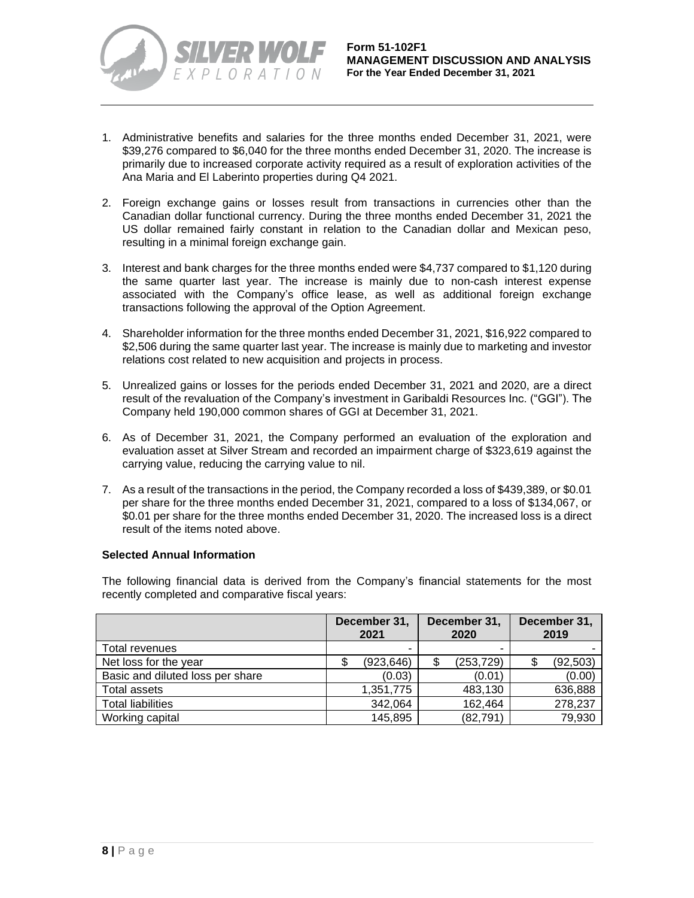1. Administrative benefits and salaries for the three months ended December 31, 2021, were $39,276 compared to $6,040 for the three months ended December 31, 2020. The increase is primarily due to increased corporate activity required as a result of exploration activities of the Ana Maria and El Laberinto properties during Q4 2021.

2. Foreign exchange gains or losses result from transactions in currencies other than the Canadian dollar functional currency. During the three months ended December 31, 2021 the US dollar remained fairly constant in relation to the Canadian dollar and Mexican peso, resulting in a minimal foreign exchange gain.

3. Interest and bank charges for the three months ended were $4,737 compared to $1,120 during the same quarter last year. The increase is mainly due to non-cash interest expense associated with the Company's office lease, as well as additional foreign exchange transactions following the approval of the Option Agreement.

4. Shareholder information for the three months ended December 31, 2021, $16,922 compared to $2,506 during the same quarter last year. The increase is mainly due to marketing and investor relations cost related to new acquisition and projects in process.

5. Unrealized gains or losses for the periods ended December 31, 2021 and 2020, are a direct result of the revaluation of the Company's investment in Garibaldi Resources Inc. ("GGI"). The Company held 190,000 common shares of GGI at December 31, 2021.

6. As of December 31, 2021, the Company performed an evaluation of the exploration and evaluation asset at Silver Stream and recorded an impairment charge of $323,619 against the carrying value, reducing the carrying value to nil.

7. As a result of the transactions in the period, the Company recorded a loss of $439,389, or $0.01 per share for the three months ended December 31, 2021, compared to a loss of $134,067, or $0.01 per share for the three months ended December 31, 2020. The increased loss is a direct result of the items noted above.

**Selected Annual Information**

The following financial data is derived from the Company's financial statements for the most recently completed and comparative fiscal years:

| | December 31, 2021 | December 31, 2020 | December 31, 2019 |
|---|---|---|---|
| Total revenues | - | - | - |
| Net loss for the year | $ (923,646) | $ (253,729) | $ (92,503) |
| Basic and diluted loss per share | (0.03) | (0.01) | (0.00) |
| Total assets | 1,351,775 | 483,130 | 636,888 |
| Total liabilities | 342,064 | 162,464 | 278,237 |
| Working capital | 145,895 | (82,791) | 79,930 |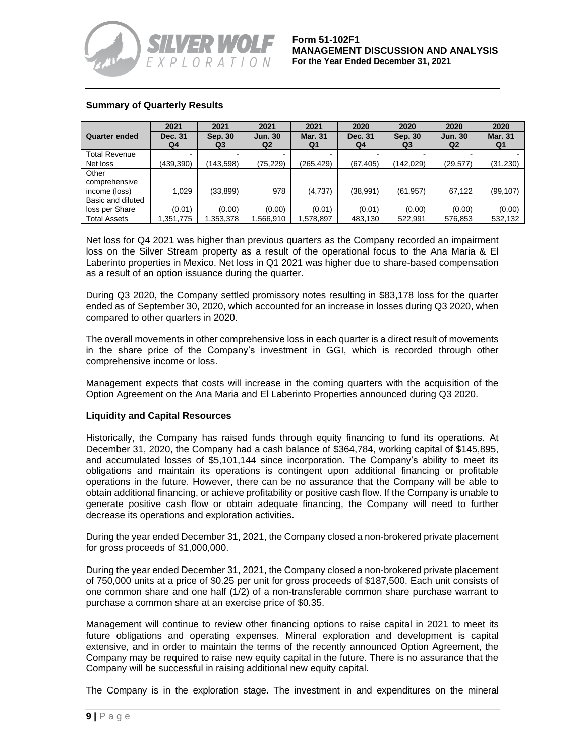### Summary of Quarterly Results

| Quarter ended | 2021 Dec. 31 Q4 | 2021 Sep. 30 Q3 | 2021 Jun. 30 Q2 | 2021 Mar. 31 Q1 | 2020 Dec. 31 Q4 | 2020 Sep. 30 Q3 | 2020 Jun. 30 Q2 | 2020 Mar. 31 Q1 |
|---|---|---|---|---|---|---|---|---|
| Total Revenue | - | - | - | - | - | - | - | - |
| Net loss | (439,390) | (143,598) | (75,229) | (265,429) | (67,405) | (142,029) | (29,577) | (31,230) |
| Other comprehensive income (loss) | 1,029 | (33,899) | 978 | (4,737) | (38,991) | (61,957) | 67,122 | (99,107) |
| Basic and diluted loss per Share | (0.01) | (0.00) | (0.00) | (0.01) | (0.01) | (0.00) | (0.00) | (0.00) |
| Total Assets | 1,351,775 | 1,353,378 | 1,566,910 | 1,578,897 | 483,130 | 522,991 | 576,853 | 532,132 |

Net loss for Q4 2021 was higher than previous quarters as the Company recorded an impairment loss on the Silver Stream property as a result of the operational focus to the Ana Maria & El Laberinto properties in Mexico. Net loss in Q1 2021 was higher due to share-based compensation as a result of an option issuance during the quarter.

During Q3 2020, the Company settled promissory notes resulting in $83,178 loss for the quarter ended as of September 30, 2020, which accounted for an increase in losses during Q3 2020, when compared to other quarters in 2020.

The overall movements in other comprehensive loss in each quarter is a direct result of movements in the share price of the Company's investment in GGI, which is recorded through other comprehensive income or loss.

Management expects that costs will increase in the coming quarters with the acquisition of the Option Agreement on the Ana Maria and El Laberinto Properties announced during Q3 2020.

### Liquidity and Capital Resources

Historically, the Company has raised funds through equity financing to fund its operations. At December 31, 2020, the Company had a cash balance of $364,784, working capital of $145,895, and accumulated losses of $5,101,144 since incorporation. The Company's ability to meet its obligations and maintain its operations is contingent upon additional financing or profitable operations in the future. However, there can be no assurance that the Company will be able to obtain additional financing, or achieve profitability or positive cash flow. If the Company is unable to generate positive cash flow or obtain adequate financing, the Company will need to further decrease its operations and exploration activities.

During the year ended December 31, 2021, the Company closed a non-brokered private placement for gross proceeds of $1,000,000.

During the year ended December 31, 2021, the Company closed a non-brokered private placement of 750,000 units at a price of $0.25 per unit for gross proceeds of $187,500. Each unit consists of one common share and one half (1/2) of a non-transferable common share purchase warrant to purchase a common share at an exercise price of $0.35.

Management will continue to review other financing options to raise capital in 2021 to meet its future obligations and operating expenses. Mineral exploration and development is capital extensive, and in order to maintain the terms of the recently announced Option Agreement, the Company may be required to raise new equity capital in the future. There is no assurance that the Company will be successful in raising additional new equity capital.

The Company is in the exploration stage. The investment in and expenditures on the mineral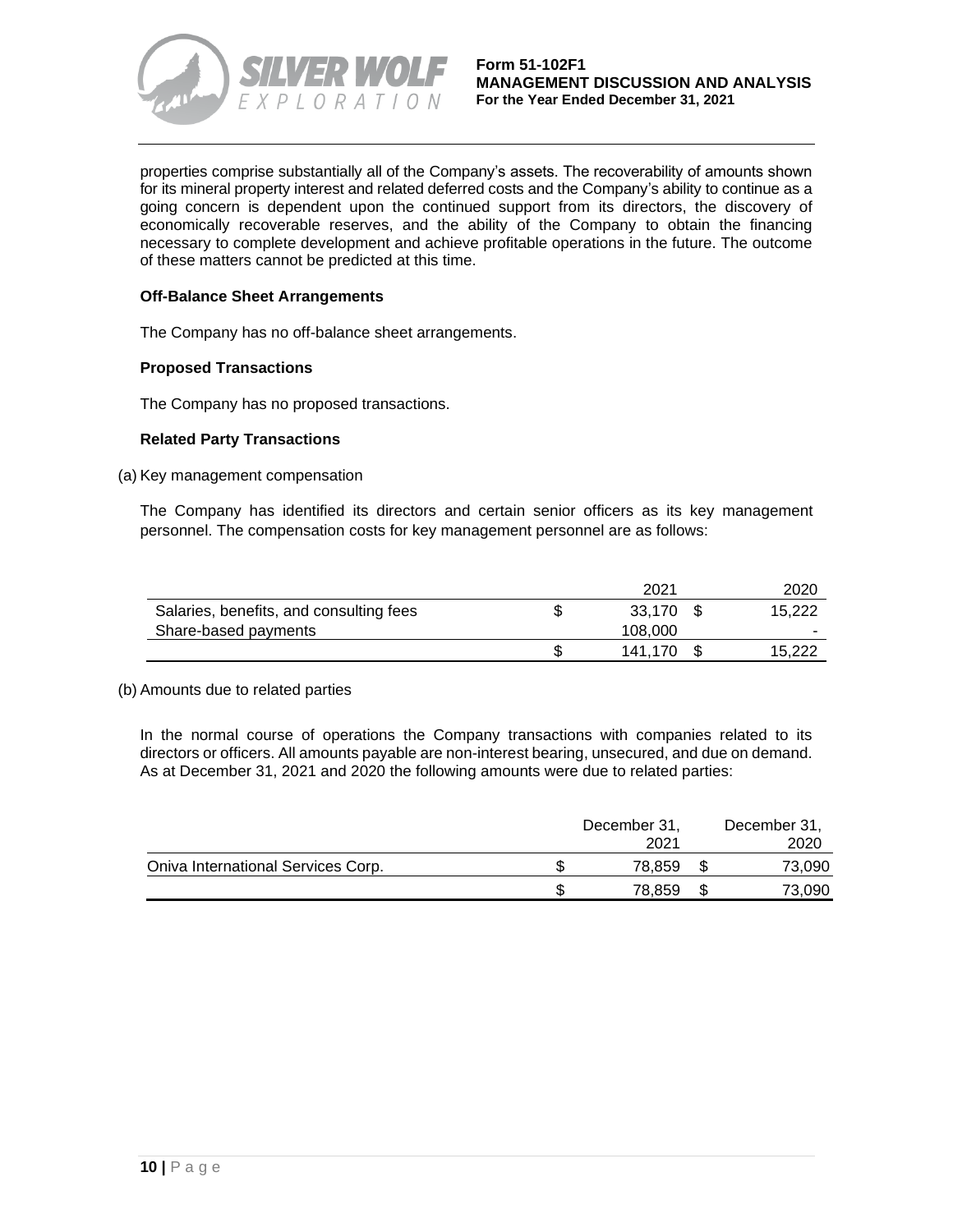properties comprise substantially all of the Company's assets. The recoverability of amounts shown for its mineral property interest and related deferred costs and the Company's ability to continue as a going concern is dependent upon the continued support from its directors, the discovery of economically recoverable reserves, and the ability of the Company to obtain the financing necessary to complete development and achieve profitable operations in the future. The outcome of these matters cannot be predicted at this time.

### Off-Balance Sheet Arrangements

The Company has no off-balance sheet arrangements.

### Proposed Transactions

The Company has no proposed transactions.

### Related Party Transactions

(a) Key management compensation

The Company has identified its directors and certain senior officers as its key management personnel. The compensation costs for key management personnel are as follows:

| | 2021 | 2020 |
|---|---|---|
| Salaries, benefits, and consulting fees | $ 33,170 | $ 15,222 |
| Share-based payments | 108,000 | - |
| | $ 141,170 | $ 15,222 |

(b) Amounts due to related parties

In the normal course of operations the Company transactions with companies related to its directors or officers. All amounts payable are non-interest bearing, unsecured, and due on demand. As at December 31, 2021 and 2020 the following amounts were due to related parties:

| | December 31, 2021 | December 31, 2020 |
|---|---|---|
| Oniva International Services Corp. | $ 78,859 | $ 73,090 |
| | $ 78,859 | $ 73,090 |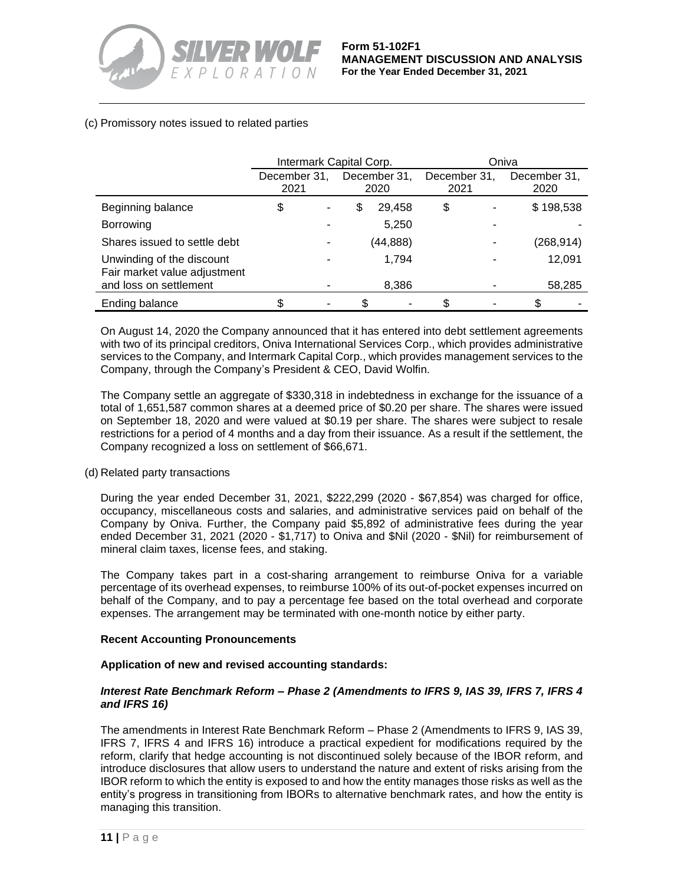(c) Promissory notes issued to related parties

| | Intermark Capital Corp. | | Oniva | |
|---|---|---|---|---|
| | December 31, 2021 | December 31, 2020 | December 31, 2021 | December 31, 2020 |
| Beginning balance | $ - | $ 29,458 | $ - | $ 198,538 |
| Borrowing | - | 5,250 | - | - |
| Shares issued to settle debt | - | (44,888) | - | (268,914) |
| Unwinding of the discount | - | 1,794 | - | 12,091 |
| Fair market value adjustment and loss on settlement | - | 8,386 | - | 58,285 |
| Ending balance | $ - | $ - | $ - | $ - |

On August 14, 2020 the Company announced that it has entered into debt settlement agreements with two of its principal creditors, Oniva International Services Corp., which provides administrative services to the Company, and Intermark Capital Corp., which provides management services to the Company, through the Company's President & CEO, David Wolfin.

The Company settle an aggregate of $330,318 in indebtedness in exchange for the issuance of a total of 1,651,587 common shares at a deemed price of $0.20 per share. The shares were issued on September 18, 2020 and were valued at $0.19 per share. The shares were subject to resale restrictions for a period of 4 months and a day from their issuance. As a result if the settlement, the Company recognized a loss on settlement of $66,671.

(d) Related party transactions

During the year ended December 31, 2021, $222,299 (2020 - $67,854) was charged for office, occupancy, miscellaneous costs and salaries, and administrative services paid on behalf of the Company by Oniva. Further, the Company paid $5,892 of administrative fees during the year ended December 31, 2021 (2020 - $1,717) to Oniva and $Nil (2020 - $Nil) for reimbursement of mineral claim taxes, license fees, and staking.

The Company takes part in a cost-sharing arrangement to reimburse Oniva for a variable percentage of its overhead expenses, to reimburse 100% of its out-of-pocket expenses incurred on behalf of the Company, and to pay a percentage fee based on the total overhead and corporate expenses. The arrangement may be terminated with one-month notice by either party.

**Recent Accounting Pronouncements**

**Application of new and revised accounting standards:**

***Interest Rate Benchmark Reform – Phase 2 (Amendments to IFRS 9, IAS 39, IFRS 7, IFRS 4 and IFRS 16)***

The amendments in Interest Rate Benchmark Reform – Phase 2 (Amendments to IFRS 9, IAS 39, IFRS 7, IFRS 4 and IFRS 16) introduce a practical expedient for modifications required by the reform, clarify that hedge accounting is not discontinued solely because of the IBOR reform, and introduce disclosures that allow users to understand the nature and extent of risks arising from the IBOR reform to which the entity is exposed to and how the entity manages those risks as well as the entity's progress in transitioning from IBORs to alternative benchmark rates, and how the entity is managing this transition.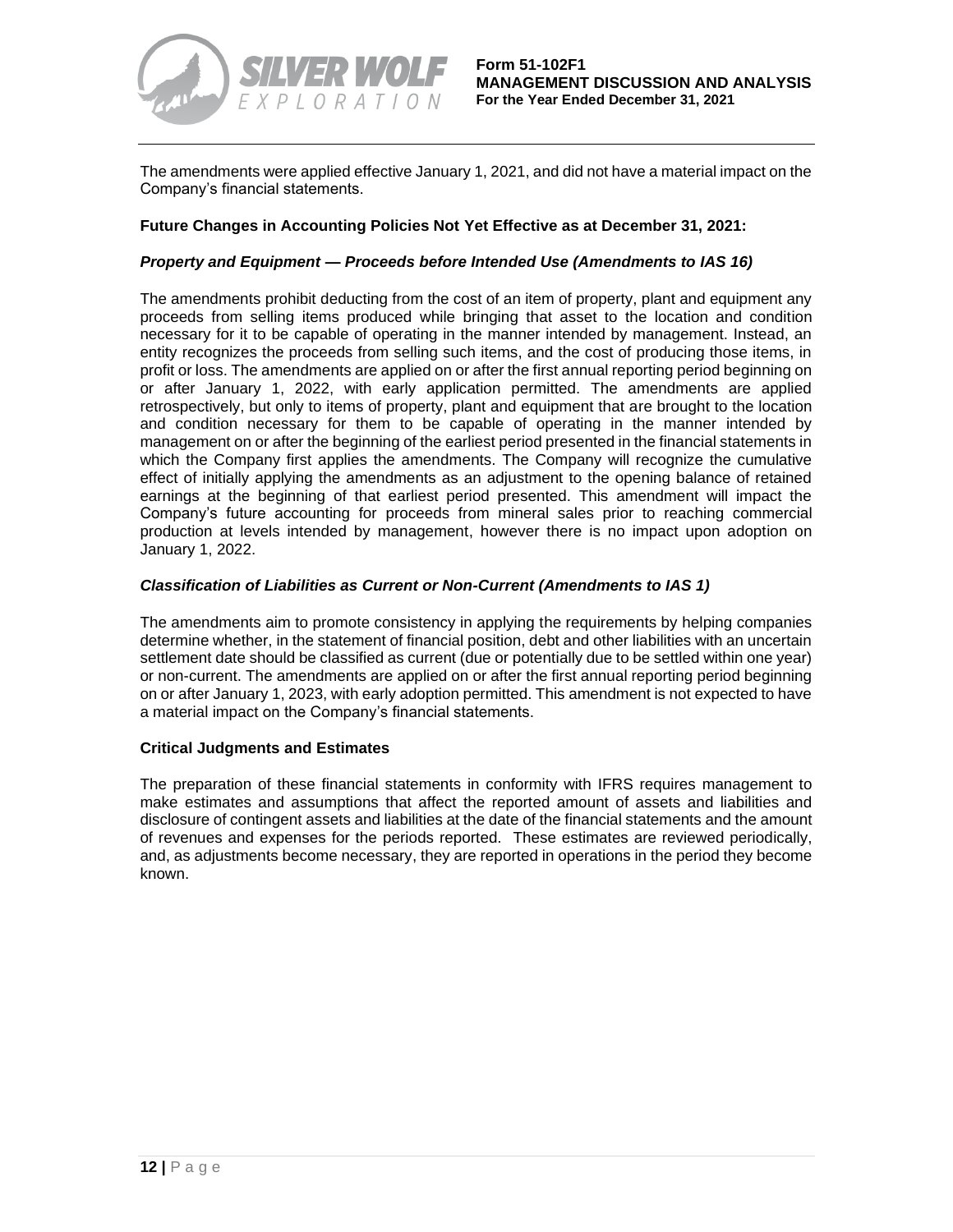The amendments were applied effective January 1, 2021, and did not have a material impact on the Company's financial statements.

**Future Changes in Accounting Policies Not Yet Effective as at December 31, 2021:**

***Property and Equipment — Proceeds before Intended Use (Amendments to IAS 16)***

The amendments prohibit deducting from the cost of an item of property, plant and equipment any proceeds from selling items produced while bringing that asset to the location and condition necessary for it to be capable of operating in the manner intended by management. Instead, an entity recognizes the proceeds from selling such items, and the cost of producing those items, in profit or loss. The amendments are applied on or after the first annual reporting period beginning on or after January 1, 2022, with early application permitted. The amendments are applied retrospectively, but only to items of property, plant and equipment that are brought to the location and condition necessary for them to be capable of operating in the manner intended by management on or after the beginning of the earliest period presented in the financial statements in which the Company first applies the amendments. The Company will recognize the cumulative effect of initially applying the amendments as an adjustment to the opening balance of retained earnings at the beginning of that earliest period presented. This amendment will impact the Company's future accounting for proceeds from mineral sales prior to reaching commercial production at levels intended by management, however there is no impact upon adoption on January 1, 2022.

***Classification of Liabilities as Current or Non-Current (Amendments to IAS 1)***

The amendments aim to promote consistency in applying the requirements by helping companies determine whether, in the statement of financial position, debt and other liabilities with an uncertain settlement date should be classified as current (due or potentially due to be settled within one year) or non-current. The amendments are applied on or after the first annual reporting period beginning on or after January 1, 2023, with early adoption permitted. This amendment is not expected to have a material impact on the Company's financial statements.

**Critical Judgments and Estimates**

The preparation of these financial statements in conformity with IFRS requires management to make estimates and assumptions that affect the reported amount of assets and liabilities and disclosure of contingent assets and liabilities at the date of the financial statements and the amount of revenues and expenses for the periods reported. These estimates are reviewed periodically, and, as adjustments become necessary, they are reported in operations in the period they become known.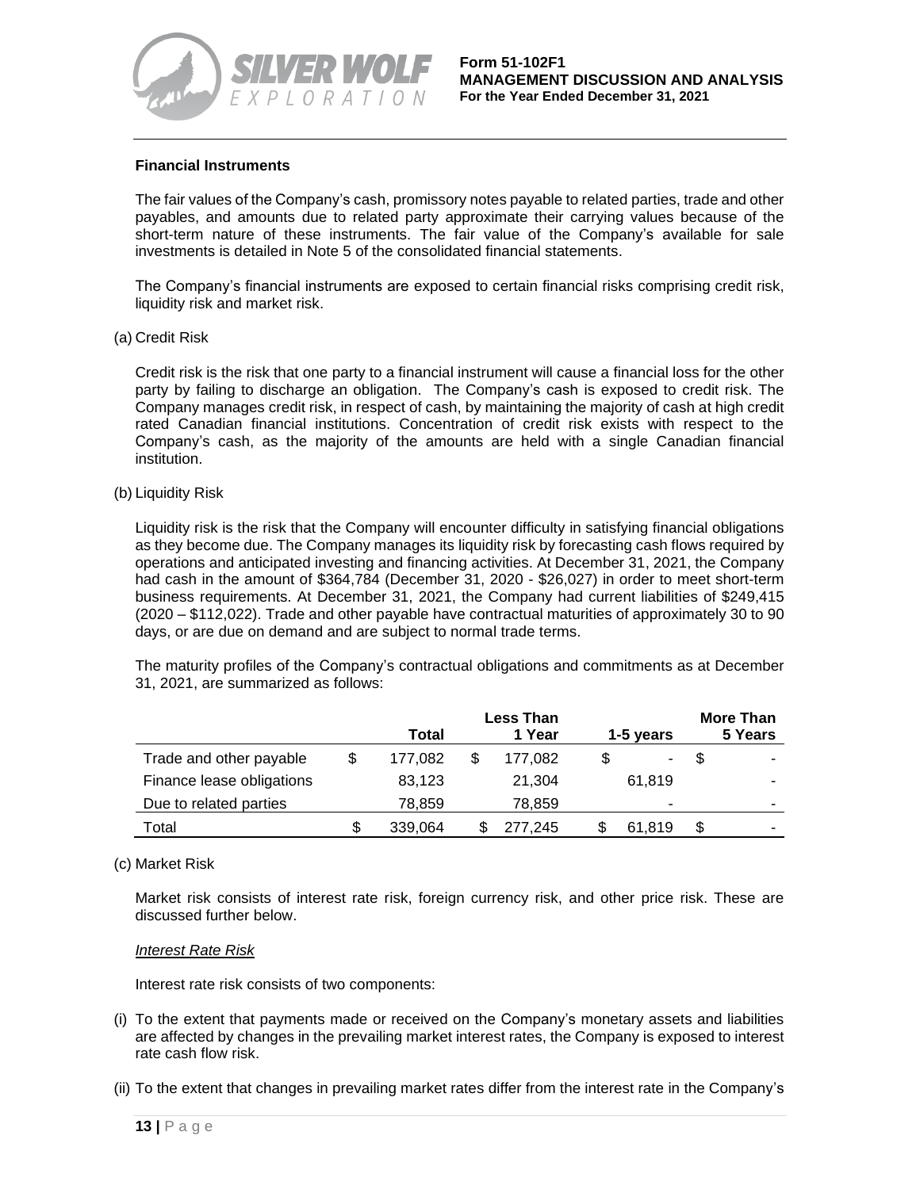### Financial Instruments

The fair values of the Company's cash, promissory notes payable to related parties, trade and other payables, and amounts due to related party approximate their carrying values because of the short-term nature of these instruments. The fair value of the Company's available for sale investments is detailed in Note 5 of the consolidated financial statements.

The Company's financial instruments are exposed to certain financial risks comprising credit risk, liquidity risk and market risk.

(a) Credit Risk

Credit risk is the risk that one party to a financial instrument will cause a financial loss for the other party by failing to discharge an obligation. The Company's cash is exposed to credit risk. The Company manages credit risk, in respect of cash, by maintaining the majority of cash at high credit rated Canadian financial institutions. Concentration of credit risk exists with respect to the Company's cash, as the majority of the amounts are held with a single Canadian financial institution.

(b) Liquidity Risk

Liquidity risk is the risk that the Company will encounter difficulty in satisfying financial obligations as they become due. The Company manages its liquidity risk by forecasting cash flows required by operations and anticipated investing and financing activities. At December 31, 2021, the Company had cash in the amount of $364,784 (December 31, 2020 - $26,027) in order to meet short-term business requirements. At December 31, 2021, the Company had current liabilities of $249,415 (2020 – $112,022). Trade and other payable have contractual maturities of approximately 30 to 90 days, or are due on demand and are subject to normal trade terms.

The maturity profiles of the Company's contractual obligations and commitments as at December 31, 2021, are summarized as follows:

| | Total | Less Than 1 Year | 1-5 years | More Than 5 Years |
|---|---|---|---|---|
| Trade and other payable | $ 177,082 | $ 177,082 | $ - | $ - |
| Finance lease obligations | 83,123 | 21,304 | 61,819 | - |
| Due to related parties | 78,859 | 78,859 | - | - |
| Total | $ 339,064 | $ 277,245 | $ 61,819 | $ - |

(c) Market Risk

Market risk consists of interest rate risk, foreign currency risk, and other price risk. These are discussed further below.

*Interest Rate Risk*

Interest rate risk consists of two components:

(i) To the extent that payments made or received on the Company's monetary assets and liabilities are affected by changes in the prevailing market interest rates, the Company is exposed to interest rate cash flow risk.

(ii) To the extent that changes in prevailing market rates differ from the interest rate in the Company's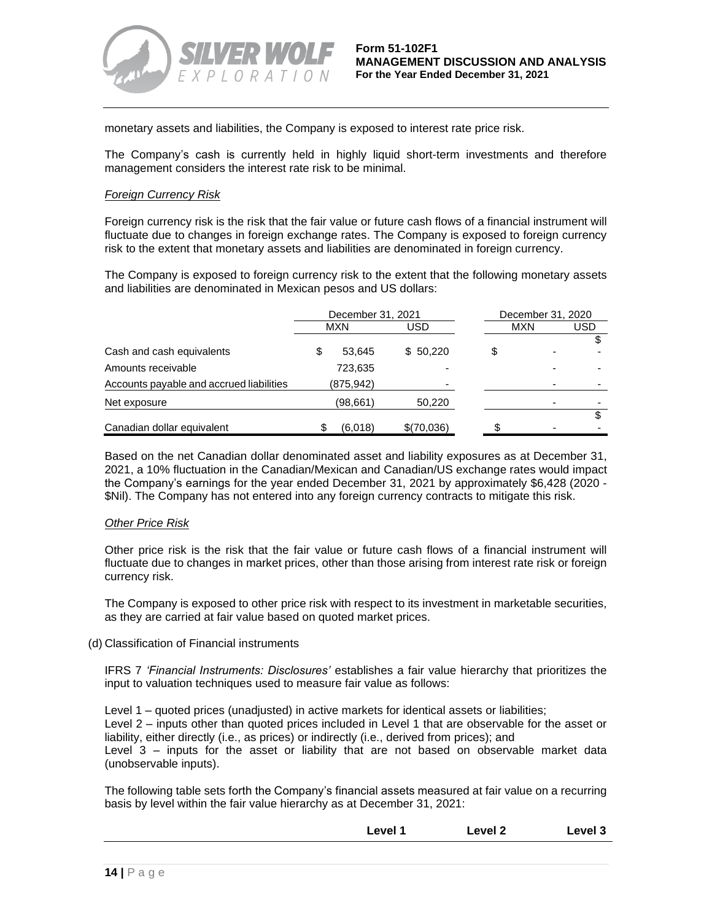monetary assets and liabilities, the Company is exposed to interest rate price risk.

The Company's cash is currently held in highly liquid short-term investments and therefore management considers the interest rate risk to be minimal.

*Foreign Currency Risk*

Foreign currency risk is the risk that the fair value or future cash flows of a financial instrument will fluctuate due to changes in foreign exchange rates. The Company is exposed to foreign currency risk to the extent that monetary assets and liabilities are denominated in foreign currency.

The Company is exposed to foreign currency risk to the extent that the following monetary assets and liabilities are denominated in Mexican pesos and US dollars:

| | December 31, 2021 | | December 31, 2020 | |
|---|---|---|---|---|
| | MXN | USD | MXN | USD |
| Cash and cash equivalents | $ 53,645 | $ 50,220 | $ - | $ - |
| Amounts receivable | 723,635 | - | - | - |
| Accounts payable and accrued liabilities | (875,942) | - | - | - |
| Net exposure | (98,661) | 50,220 | - | - |
| Canadian dollar equivalent | $ (6,018) | $(70,036) | $ - | $ - |

Based on the net Canadian dollar denominated asset and liability exposures as at December 31, 2021, a 10% fluctuation in the Canadian/Mexican and Canadian/US exchange rates would impact the Company's earnings for the year ended December 31, 2021 by approximately $6,428 (2020 - $Nil). The Company has not entered into any foreign currency contracts to mitigate this risk.

*Other Price Risk*

Other price risk is the risk that the fair value or future cash flows of a financial instrument will fluctuate due to changes in market prices, other than those arising from interest rate risk or foreign currency risk.

The Company is exposed to other price risk with respect to its investment in marketable securities, as they are carried at fair value based on quoted market prices.

(d) Classification of Financial instruments

IFRS 7 *'Financial Instruments: Disclosures'* establishes a fair value hierarchy that prioritizes the input to valuation techniques used to measure fair value as follows:

Level 1 – quoted prices (unadjusted) in active markets for identical assets or liabilities;
Level 2 – inputs other than quoted prices included in Level 1 that are observable for the asset or liability, either directly (i.e., as prices) or indirectly (i.e., derived from prices); and
Level 3 – inputs for the asset or liability that are not based on observable market data (unobservable inputs).

The following table sets forth the Company's financial assets measured at fair value on a recurring basis by level within the fair value hierarchy as at December 31, 2021:

| | **Level 1** | **Level 2** | **Level 3** |
|---|---|---|---|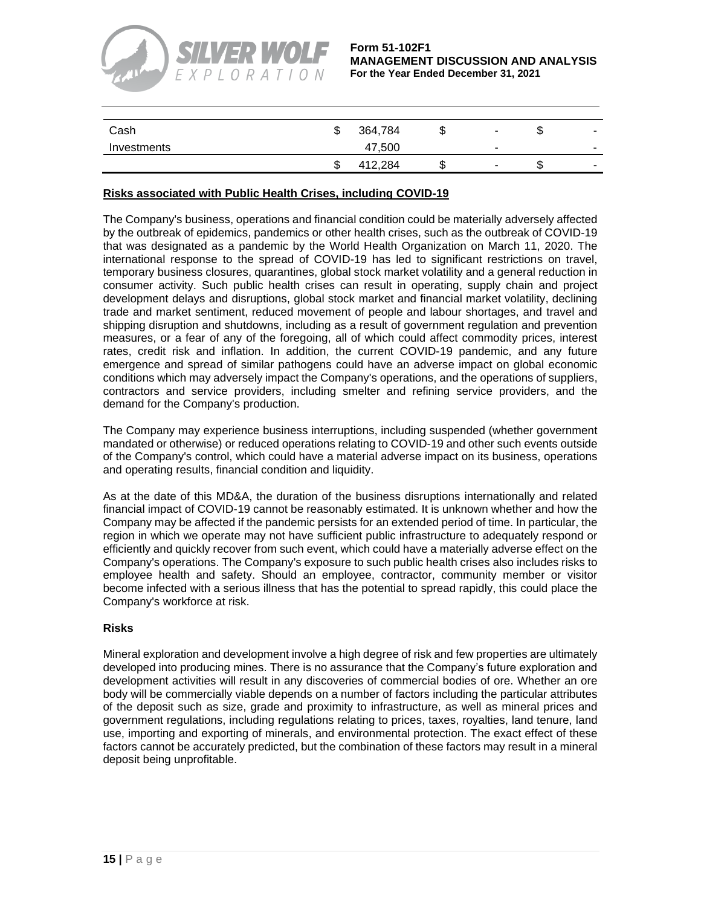| | | | |
|---|---|---|---|
| Cash | $ 364,784 | $ - | $ - |
| Investments | 47,500 | - | - |
| | $ 412,284 | $ - | $ - |

**Risks associated with Public Health Crises, including COVID-19**

The Company's business, operations and financial condition could be materially adversely affected by the outbreak of epidemics, pandemics or other health crises, such as the outbreak of COVID-19 that was designated as a pandemic by the World Health Organization on March 11, 2020. The international response to the spread of COVID-19 has led to significant restrictions on travel, temporary business closures, quarantines, global stock market volatility and a general reduction in consumer activity. Such public health crises can result in operating, supply chain and project development delays and disruptions, global stock market and financial market volatility, declining trade and market sentiment, reduced movement of people and labour shortages, and travel and shipping disruption and shutdowns, including as a result of government regulation and prevention measures, or a fear of any of the foregoing, all of which could affect commodity prices, interest rates, credit risk and inflation. In addition, the current COVID-19 pandemic, and any future emergence and spread of similar pathogens could have an adverse impact on global economic conditions which may adversely impact the Company's operations, and the operations of suppliers, contractors and service providers, including smelter and refining service providers, and the demand for the Company's production.

The Company may experience business interruptions, including suspended (whether government mandated or otherwise) or reduced operations relating to COVID-19 and other such events outside of the Company's control, which could have a material adverse impact on its business, operations and operating results, financial condition and liquidity.

As at the date of this MD&A, the duration of the business disruptions internationally and related financial impact of COVID-19 cannot be reasonably estimated. It is unknown whether and how the Company may be affected if the pandemic persists for an extended period of time. In particular, the region in which we operate may not have sufficient public infrastructure to adequately respond or efficiently and quickly recover from such event, which could have a materially adverse effect on the Company's operations. The Company's exposure to such public health crises also includes risks to employee health and safety. Should an employee, contractor, community member or visitor become infected with a serious illness that has the potential to spread rapidly, this could place the Company's workforce at risk.

**Risks**

Mineral exploration and development involve a high degree of risk and few properties are ultimately developed into producing mines. There is no assurance that the Company's future exploration and development activities will result in any discoveries of commercial bodies of ore. Whether an ore body will be commercially viable depends on a number of factors including the particular attributes of the deposit such as size, grade and proximity to infrastructure, as well as mineral prices and government regulations, including regulations relating to prices, taxes, royalties, land tenure, land use, importing and exporting of minerals, and environmental protection. The exact effect of these factors cannot be accurately predicted, but the combination of these factors may result in a mineral deposit being unprofitable.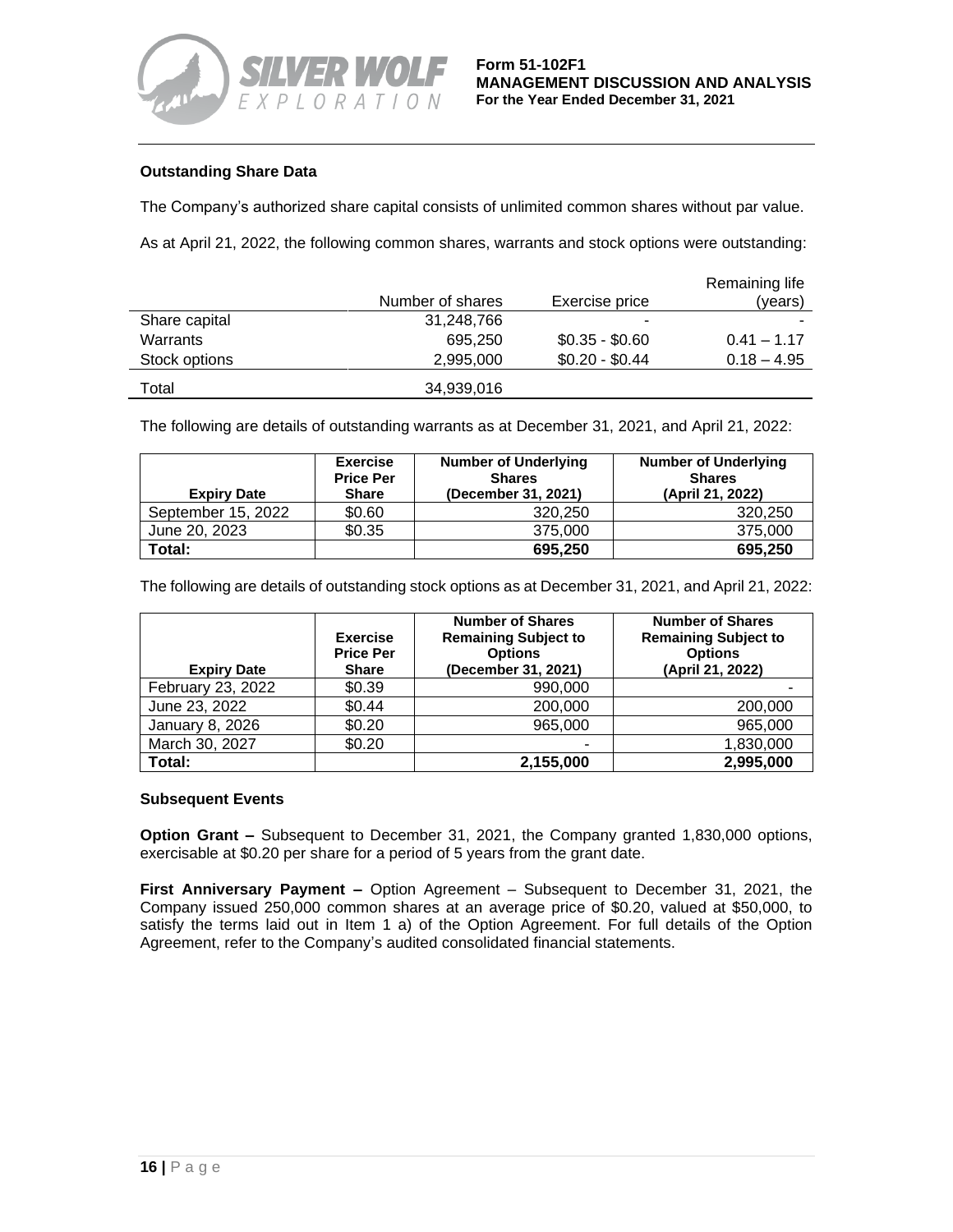### Outstanding Share Data

The Company's authorized share capital consists of unlimited common shares without par value.

As at April 21, 2022, the following common shares, warrants and stock options were outstanding:

| | Number of shares | Exercise price | Remaining life (years) |
|---|---|---|---|
| Share capital | 31,248,766 | - | - |
| Warrants | 695,250 | $0.35 - $0.60 | 0.41 – 1.17 |
| Stock options | 2,995,000 | $0.20 - $0.44 | 0.18 – 4.95 |
| Total | 34,939,016 | | |

The following are details of outstanding warrants as at December 31, 2021, and April 21, 2022:

| Expiry Date | Exercise Price Per Share | Number of Underlying Shares (December 31, 2021) | Number of Underlying Shares (April 21, 2022) |
|---|---|---|---|
| September 15, 2022 | $0.60 | 320,250 | 320,250 |
| June 20, 2023 | $0.35 | 375,000 | 375,000 |
| **Total:** | | **695,250** | **695,250** |

The following are details of outstanding stock options as at December 31, 2021, and April 21, 2022:

| Expiry Date | Exercise Price Per Share | Number of Shares Remaining Subject to Options (December 31, 2021) | Number of Shares Remaining Subject to Options (April 21, 2022) |
|---|---|---|---|
| February 23, 2022 | $0.39 | 990,000 | - |
| June 23, 2022 | $0.44 | 200,000 | 200,000 |
| January 8, 2026 | $0.20 | 965,000 | 965,000 |
| March 30, 2027 | $0.20 | - | 1,830,000 |
| **Total:** | | **2,155,000** | **2,995,000** |

### Subsequent Events

**Option Grant –** Subsequent to December 31, 2021, the Company granted 1,830,000 options, exercisable at $0.20 per share for a period of 5 years from the grant date.

**First Anniversary Payment –** Option Agreement – Subsequent to December 31, 2021, the Company issued 250,000 common shares at an average price of $0.20, valued at $50,000, to satisfy the terms laid out in Item 1 a) of the Option Agreement. For full details of the Option Agreement, refer to the Company's audited consolidated financial statements.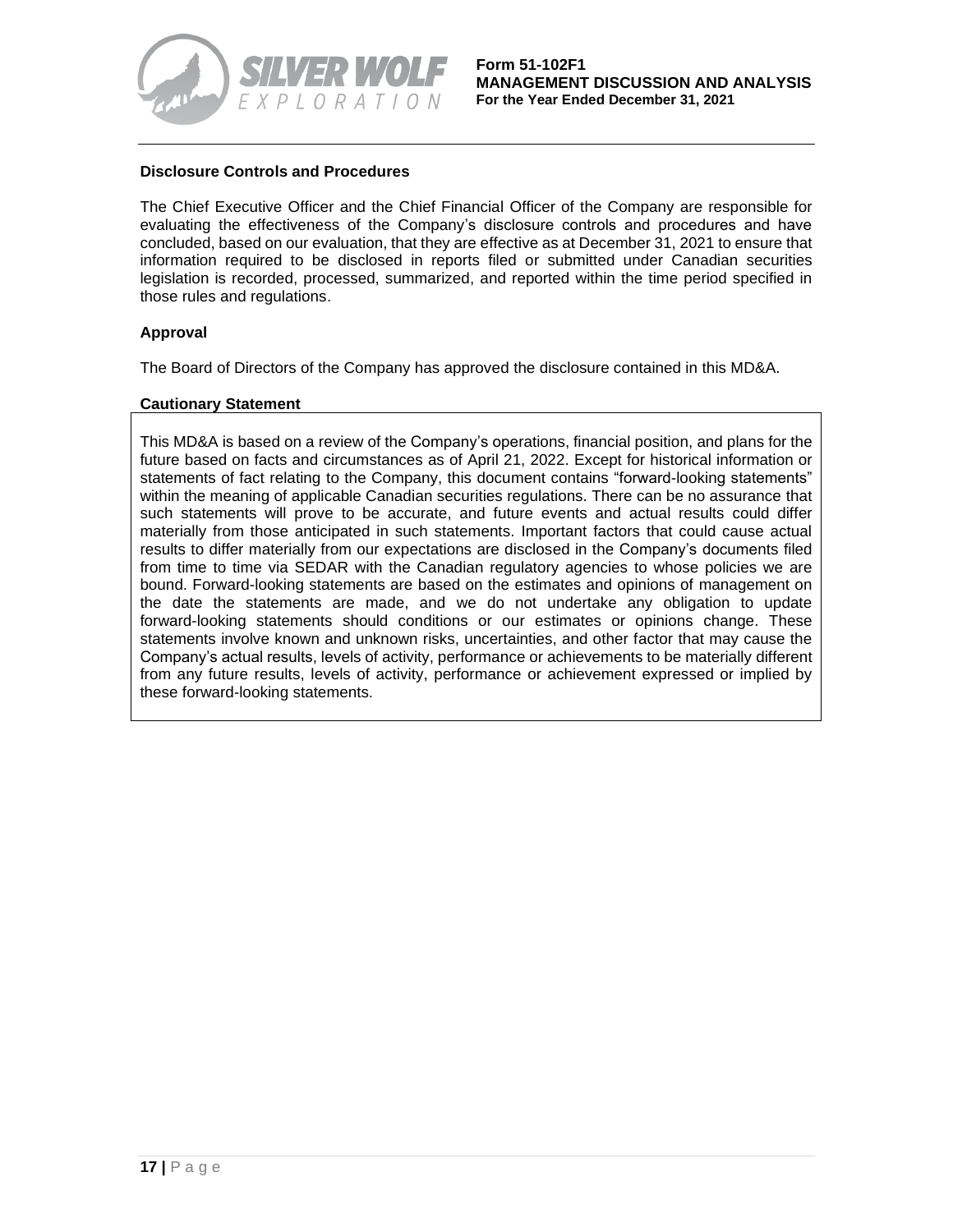### Disclosure Controls and Procedures

The Chief Executive Officer and the Chief Financial Officer of the Company are responsible for evaluating the effectiveness of the Company's disclosure controls and procedures and have concluded, based on our evaluation, that they are effective as at December 31, 2021 to ensure that information required to be disclosed in reports filed or submitted under Canadian securities legislation is recorded, processed, summarized, and reported within the time period specified in those rules and regulations.

### Approval

The Board of Directors of the Company has approved the disclosure contained in this MD&A.

### Cautionary Statement

This MD&A is based on a review of the Company's operations, financial position, and plans for the future based on facts and circumstances as of April 21, 2022. Except for historical information or statements of fact relating to the Company, this document contains "forward-looking statements" within the meaning of applicable Canadian securities regulations. There can be no assurance that such statements will prove to be accurate, and future events and actual results could differ materially from those anticipated in such statements. Important factors that could cause actual results to differ materially from our expectations are disclosed in the Company's documents filed from time to time via SEDAR with the Canadian regulatory agencies to whose policies we are bound. Forward-looking statements are based on the estimates and opinions of management on the date the statements are made, and we do not undertake any obligation to update forward-looking statements should conditions or our estimates or opinions change. These statements involve known and unknown risks, uncertainties, and other factor that may cause the Company's actual results, levels of activity, performance or achievements to be materially different from any future results, levels of activity, performance or achievement expressed or implied by these forward-looking statements.